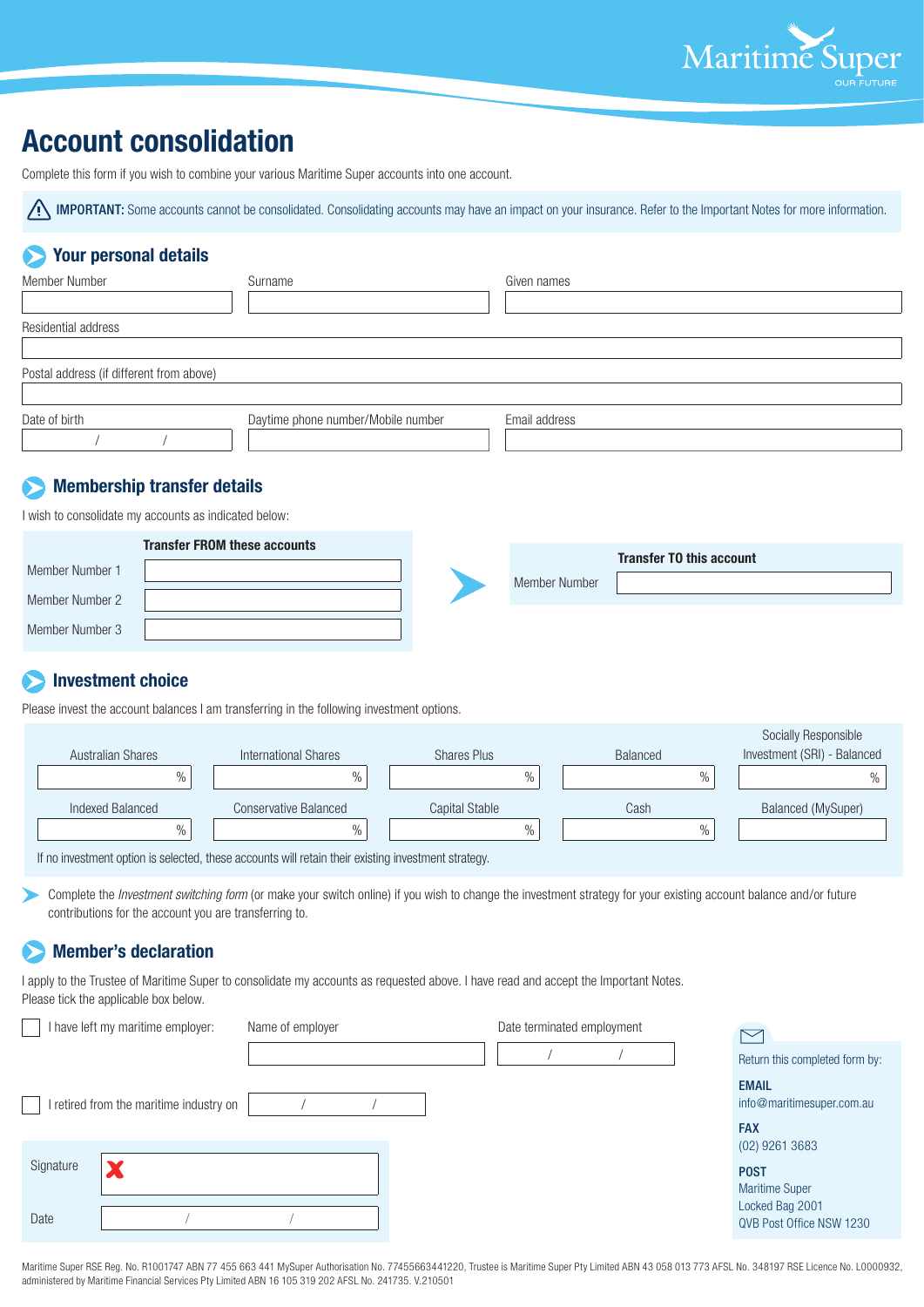# Account consolidation

Complete this form if you wish to combine your various Maritime Super accounts into one account.

⚠ **IMPORTANT:** Some accounts cannot be consolidated. Consolidating accounts may have an impact on your insurance. Refer to the Important Notes for more information.

## Your personal details

| Member Number | Surname | Given names |
|---|---|---|
| | | |

Residential address

Postal address (if different from above)

| Date of birth | Daytime phone number/Mobile number | Email address |
|---|---|---|
| / / | | |

## Membership transfer details

I wish to consolidate my accounts as indicated below:

| | Transfer FROM these accounts |
|---|---|
| Member Number 1 | |
| Member Number 2 | |
| Member Number 3 | |

| | Transfer TO this account |
|---|---|
| Member Number | |

## Investment choice

Please invest the account balances I am transferring in the following investment options.

| Australian Shares | International Shares | Shares Plus | Balanced | Socially Responsible Investment (SRI) - Balanced |
|---|---|---|---|---|
| % | % | % | % | % |
| **Indexed Balanced** | **Conservative Balanced** | **Capital Stable** | **Cash** | **Balanced (MySuper)** |
| % | % | % | % | |

If no investment option is selected, these accounts will retain their existing investment strategy.

Complete the *Investment switching form* (or make your switch online) if you wish to change the investment strategy for your existing account balance and/or future contributions for the account you are transferring to.

## Member's declaration

I apply to the Trustee of Maritime Super to consolidate my accounts as requested above. I have read and accept the Important Notes.
Please tick the applicable box below.

☐ I have left my maritime employer: Name of employer ______ Date terminated employment / /

☐ I retired from the maritime industry on / /

Signature ✗

Date / /

Return this completed form by:

**EMAIL**
info@maritimesuper.com.au

**FAX**
(02) 9261 3683

**POST**
Maritime Super
Locked Bag 2001
QVB Post Office NSW 1230

Maritime Super RSE Reg. No. R1001747 ABN 77 455 663 441 MySuper Authorisation No. 77455663441220, Trustee is Maritime Super Pty Limited ABN 43 058 013 773 AFSL No. 348197 RSE Licence No. L0000932, administered by Maritime Financial Services Pty Limited ABN 16 105 319 202 AFSL No. 241735. V.210501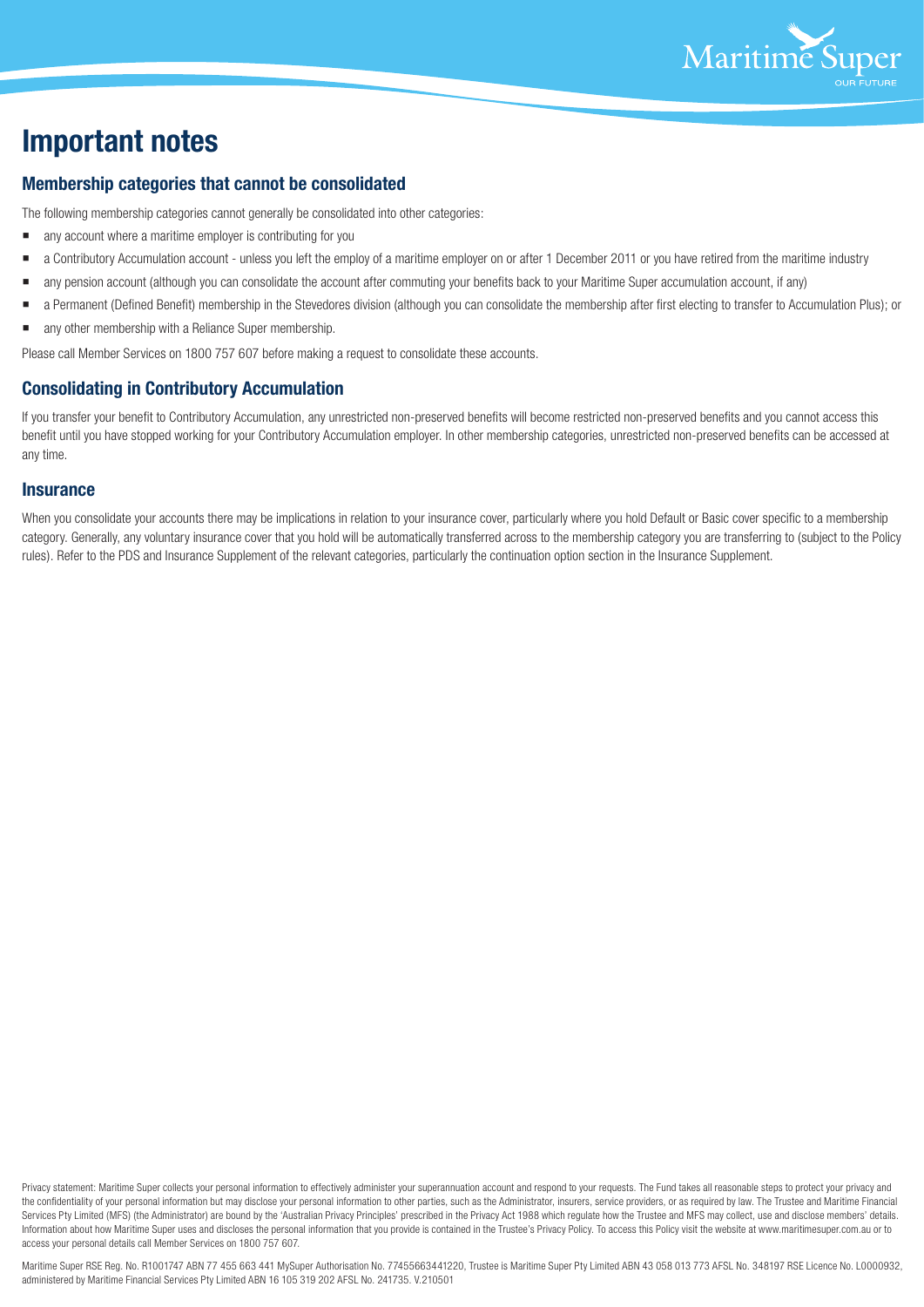# Important notes

## Membership categories that cannot be consolidated

The following membership categories cannot generally be consolidated into other categories:

- any account where a maritime employer is contributing for you
- a Contributory Accumulation account - unless you left the employ of a maritime employer on or after 1 December 2011 or you have retired from the maritime industry
- any pension account (although you can consolidate the account after commuting your benefits back to your Maritime Super accumulation account, if any)
- a Permanent (Defined Benefit) membership in the Stevedores division (although you can consolidate the membership after first electing to transfer to Accumulation Plus); or
- any other membership with a Reliance Super membership.

Please call Member Services on 1800 757 607 before making a request to consolidate these accounts.

## Consolidating in Contributory Accumulation

If you transfer your benefit to Contributory Accumulation, any unrestricted non-preserved benefits will become restricted non-preserved benefits and you cannot access this benefit until you have stopped working for your Contributory Accumulation employer. In other membership categories, unrestricted non-preserved benefits can be accessed at any time.

## Insurance

When you consolidate your accounts there may be implications in relation to your insurance cover, particularly where you hold Default or Basic cover specific to a membership category. Generally, any voluntary insurance cover that you hold will be automatically transferred across to the membership category you are transferring to (subject to the Policy rules). Refer to the PDS and Insurance Supplement of the relevant categories, particularly the continuation option section in the Insurance Supplement.

Privacy statement: Maritime Super collects your personal information to effectively administer your superannuation account and respond to your requests. The Fund takes all reasonable steps to protect your privacy and the confidentiality of your personal information but may disclose your personal information to other parties, such as the Administrator, insurers, service providers, or as required by law. The Trustee and Maritime Financial Services Pty Limited (MFS) (the Administrator) are bound by the 'Australian Privacy Principles' prescribed in the Privacy Act 1988 which regulate how the Trustee and MFS may collect, use and disclose members' details. Information about how Maritime Super uses and discloses the personal information that you provide is contained in the Trustee's Privacy Policy. To access this Policy visit the website at www.maritimesuper.com.au or to access your personal details call Member Services on 1800 757 607.

Maritime Super RSE Reg. No. R1001747 ABN 77 455 663 441 MySuper Authorisation No. 77455663441220, Trustee is Maritime Super Pty Limited ABN 43 058 013 773 AFSL No. 348197 RSE Licence No. L0000932, administered by Maritime Financial Services Pty Limited ABN 16 105 319 202 AFSL No. 241735. V.210501